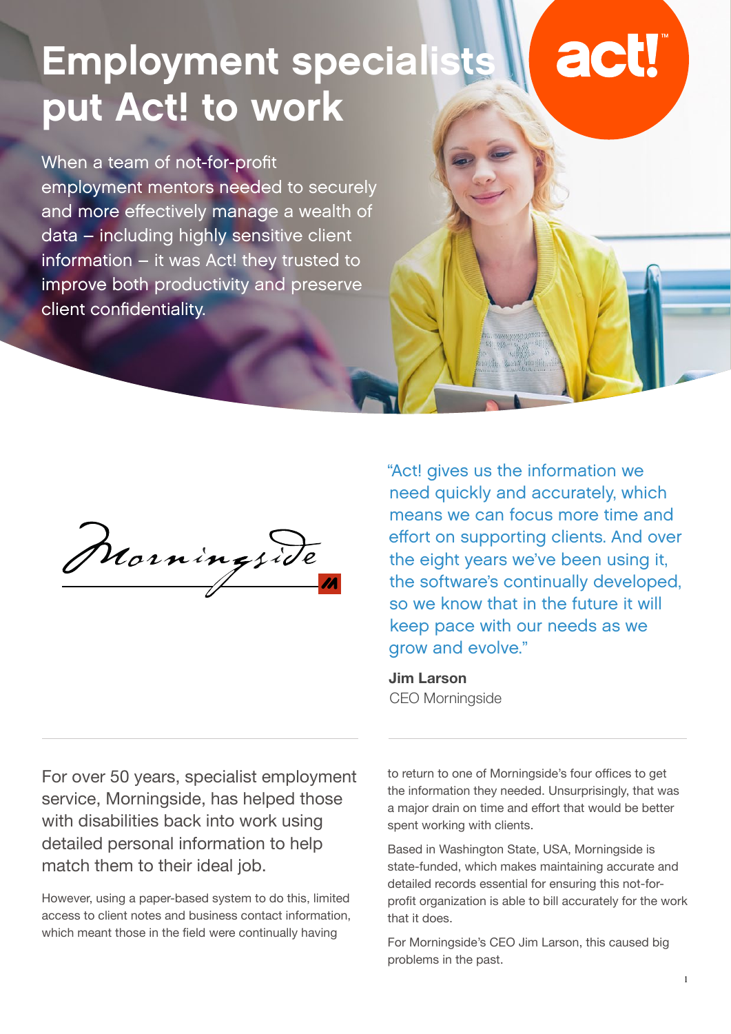# Employment specialists put Act! to work

When a team of not-for-profit employment mentors needed to securely and more effectively manage a wealth of data – including highly sensitive client information – it was Act! they trusted to improve both productivity and preserve client confidentiality.

"Act! gives us the information we need quickly and accurately, which means we can focus more time and effort on supporting clients. And over the eight years we've been using it, the software's continually developed, so we know that in the future it will keep pace with our needs as we grow and evolve."

**Jim Larson**
CEO Morningside

For over 50 years, specialist employment service, Morningside, has helped those with disabilities back into work using detailed personal information to help match them to their ideal job.

However, using a paper-based system to do this, limited access to client notes and business contact information, which meant those in the field were continually having to return to one of Morningside's four offices to get the information they needed. Unsurprisingly, that was a major drain on time and effort that would be better spent working with clients.

Based in Washington State, USA, Morningside is state-funded, which makes maintaining accurate and detailed records essential for ensuring this not-for-profit organization is able to bill accurately for the work that it does.

For Morningside's CEO Jim Larson, this caused big problems in the past.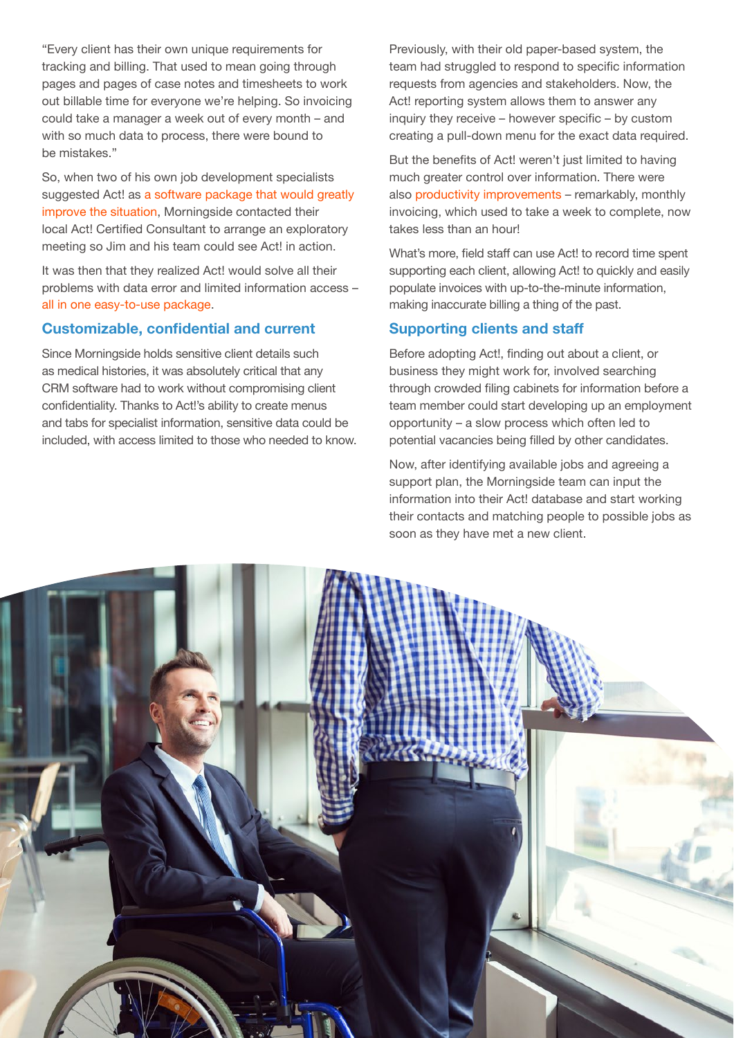"Every client has their own unique requirements for tracking and billing. That used to mean going through pages and pages of case notes and timesheets to work out billable time for everyone we're helping. So invoicing could take a manager a week out of every month – and with so much data to process, there were bound to be mistakes."

So, when two of his own job development specialists suggested Act! as a software package that would greatly improve the situation, Morningside contacted their local Act! Certified Consultant to arrange an exploratory meeting so Jim and his team could see Act! in action.

It was then that they realized Act! would solve all their problems with data error and limited information access – all in one easy-to-use package.

## Customizable, confidential and current

Since Morningside holds sensitive client details such as medical histories, it was absolutely critical that any CRM software had to work without compromising client confidentiality. Thanks to Act!'s ability to create menus and tabs for specialist information, sensitive data could be included, with access limited to those who needed to know.

Previously, with their old paper-based system, the team had struggled to respond to specific information requests from agencies and stakeholders. Now, the Act! reporting system allows them to answer any inquiry they receive – however specific – by custom creating a pull-down menu for the exact data required.

But the benefits of Act! weren't just limited to having much greater control over information. There were also productivity improvements – remarkably, monthly invoicing, which used to take a week to complete, now takes less than an hour!

What's more, field staff can use Act! to record time spent supporting each client, allowing Act! to quickly and easily populate invoices with up-to-the-minute information, making inaccurate billing a thing of the past.

## Supporting clients and staff

Before adopting Act!, finding out about a client, or business they might work for, involved searching through crowded filing cabinets for information before a team member could start developing up an employment opportunity – a slow process which often led to potential vacancies being filled by other candidates.

Now, after identifying available jobs and agreeing a support plan, the Morningside team can input the information into their Act! database and start working their contacts and matching people to possible jobs as soon as they have met a new client.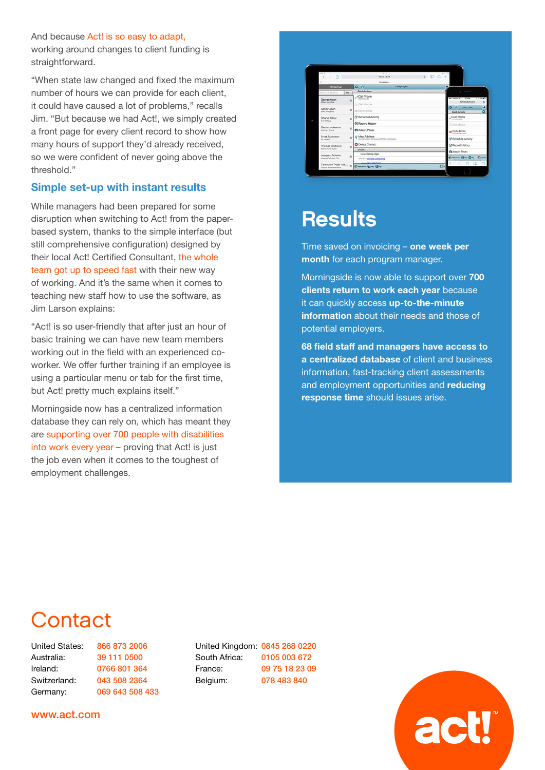And because Act! is so easy to adapt, working around changes to client funding is straightforward.

"When state law changed and fixed the maximum number of hours we can provide for each client, it could have caused a lot of problems," recalls Jim. "But because we had Act!, we simply created a front page for every client record to show how many hours of support they'd already received, so we were confident of never going above the threshold."

### Simple set-up with instant results

While managers had been prepared for some disruption when switching to Act! from the paper-based system, thanks to the simple interface (but still comprehensive configuration) designed by their local Act! Certified Consultant, the whole team got up to speed fast with their new way of working. And it's the same when it comes to teaching new staff how to use the software, as Jim Larson explains:

"Act! is so user-friendly that after just an hour of basic training we can have new team members working out in the field with an experienced co-worker. We offer further training if an employee is using a particular menu or tab for the first time, but Act! pretty much explains itself."

Morningside now has a centralized information database they can rely on, which has meant they are supporting over 700 people with disabilities into work every year – proving that Act! is just the job even when it comes to the toughest of employment challenges.

## Results

Time saved on invoicing – **one week per month** for each program manager.

Morningside is now able to support over **700 clients return to work each year** because it can quickly access **up-to-the-minute information** about their needs and those of potential employers.

**68 field staff and managers have access to a centralized database** of client and business information, fast-tracking client assessments and employment opportunities and **reducing response time** should issues arise.

## Contact

United States: 866 873 2006
Australia: 39 111 0500
Ireland: 0766 801 364
Switzerland: 043 508 2364
Germany: 069 643 508 433

United Kingdom: 0845 268 0220
South Africa: 0105 003 672
France: 09 75 18 23 09
Belgium: 078 483 840

www.act.com

act!™